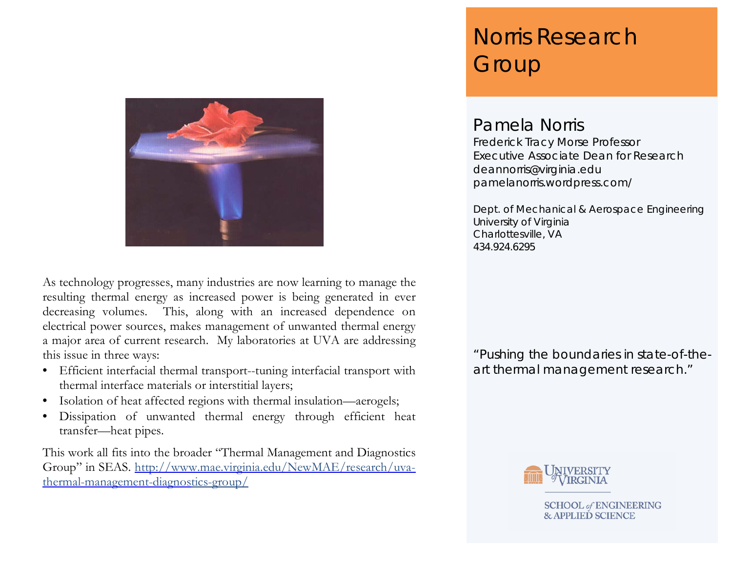# Norris Research Group

## Pamela Norris

Frederick Tracy Morse Professor
Executive Associate Dean for Research
deannorris@virginia.edu
pamelanorris.wordpress.com/

Dept. of Mechanical & Aerospace Engineering
University of Virginia
Charlottesville, VA
434.924.6295

"Pushing the boundaries in state-of-the-art thermal management research."

As technology progresses, many industries are now learning to manage the resulting thermal energy as increased power is being generated in ever decreasing volumes. This, along with an increased dependence on electrical power sources, makes management of unwanted thermal energy a major area of current research. My laboratories at UVA are addressing this issue in three ways:

- Efficient interfacial thermal transport--tuning interfacial transport with thermal interface materials or interstitial layers;
- Isolation of heat affected regions with thermal insulation—aerogels;
- Dissipation of unwanted thermal energy through efficient heat transfer—heat pipes.

This work all fits into the broader "Thermal Management and Diagnostics Group" in SEAS. [http://www.mae.virginia.edu/NewMAE/research/uva-thermal-management-diagnostics-group/](http://www.mae.virginia.edu/NewMAE/research/uva-thermal-management-diagnostics-group/)

UNIVERSITY of VIRGINIA
SCHOOL of ENGINEERING & APPLIED SCIENCE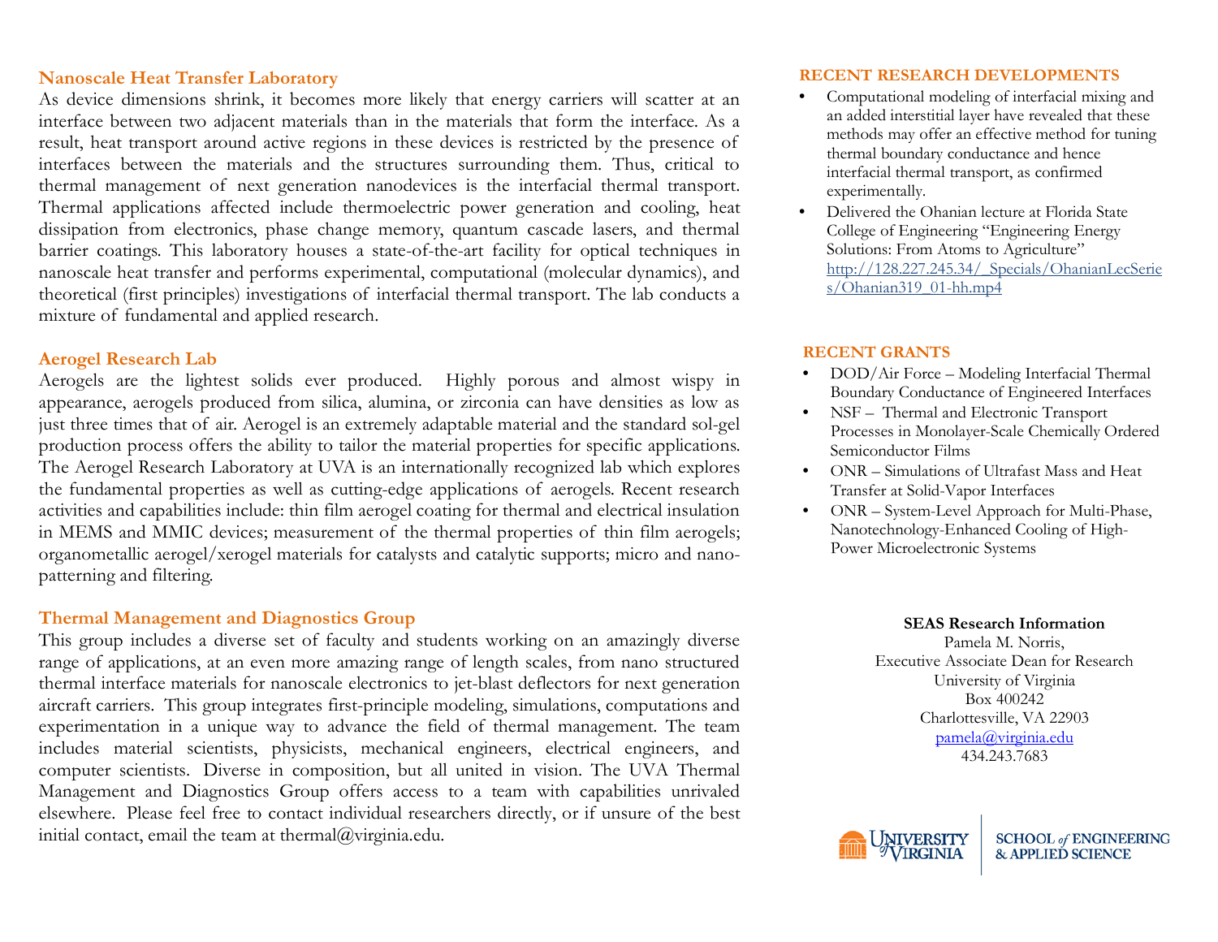## Nanoscale Heat Transfer Laboratory

As device dimensions shrink, it becomes more likely that energy carriers will scatter at an interface between two adjacent materials than in the materials that form the interface. As a result, heat transport around active regions in these devices is restricted by the presence of interfaces between the materials and the structures surrounding them. Thus, critical to thermal management of next generation nanodevices is the interfacial thermal transport. Thermal applications affected include thermoelectric power generation and cooling, heat dissipation from electronics, phase change memory, quantum cascade lasers, and thermal barrier coatings. This laboratory houses a state-of-the-art facility for optical techniques in nanoscale heat transfer and performs experimental, computational (molecular dynamics), and theoretical (first principles) investigations of interfacial thermal transport. The lab conducts a mixture of fundamental and applied research.

## Aerogel Research Lab

Aerogels are the lightest solids ever produced. Highly porous and almost wispy in appearance, aerogels produced from silica, alumina, or zirconia can have densities as low as just three times that of air. Aerogel is an extremely adaptable material and the standard sol-gel production process offers the ability to tailor the material properties for specific applications. The Aerogel Research Laboratory at UVA is an internationally recognized lab which explores the fundamental properties as well as cutting-edge applications of aerogels. Recent research activities and capabilities include: thin film aerogel coating for thermal and electrical insulation in MEMS and MMIC devices; measurement of the thermal properties of thin film aerogels; organometallic aerogel/xerogel materials for catalysts and catalytic supports; micro and nano-patterning and filtering.

## Thermal Management and Diagnostics Group

This group includes a diverse set of faculty and students working on an amazingly diverse range of applications, at an even more amazing range of length scales, from nano structured thermal interface materials for nanoscale electronics to jet-blast deflectors for next generation aircraft carriers. This group integrates first-principle modeling, simulations, computations and experimentation in a unique way to advance the field of thermal management. The team includes material scientists, physicists, mechanical engineers, electrical engineers, and computer scientists. Diverse in composition, but all united in vision. The UVA Thermal Management and Diagnostics Group offers access to a team with capabilities unrivaled elsewhere. Please feel free to contact individual researchers directly, or if unsure of the best initial contact, email the team at thermal@virginia.edu.

## RECENT RESEARCH DEVELOPMENTS

- Computational modeling of interfacial mixing and an added interstitial layer have revealed that these methods may offer an effective method for tuning thermal boundary conductance and hence interfacial thermal transport, as confirmed experimentally.
- Delivered the Ohanian lecture at Florida State College of Engineering "Engineering Energy Solutions: From Atoms to Agriculture" http://128.227.245.34/_Specials/OhanianLecSeries/Ohanian319_01-hh.mp4

## RECENT GRANTS

- DOD/Air Force – Modeling Interfacial Thermal Boundary Conductance of Engineered Interfaces
- NSF – Thermal and Electronic Transport Processes in Monolayer-Scale Chemically Ordered Semiconductor Films
- ONR – Simulations of Ultrafast Mass and Heat Transfer at Solid-Vapor Interfaces
- ONR – System-Level Approach for Multi-Phase, Nanotechnology-Enhanced Cooling of High-Power Microelectronic Systems

**SEAS Research Information**
Pamela M. Norris,
Executive Associate Dean for Research
University of Virginia
Box 400242
Charlottesville, VA 22903
pamela@virginia.edu
434.243.7683

University of Virginia | School of Engineering & Applied Science